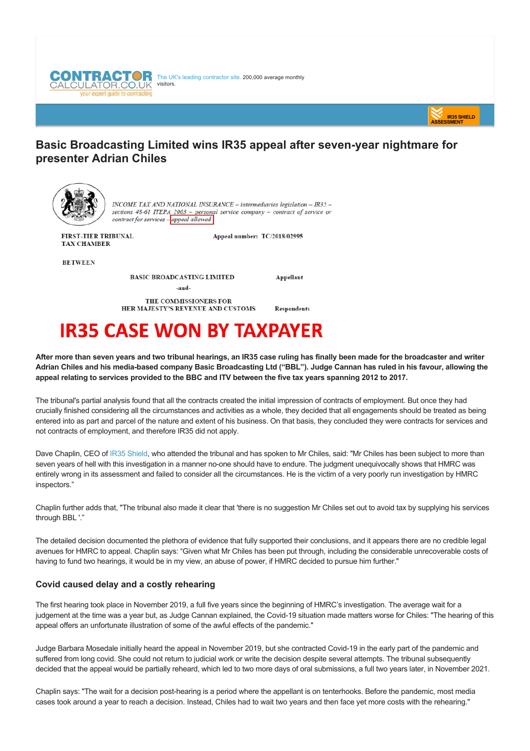CONTRACTOR CALCULATOR.CO.UK your expert guide to contracting

The UK's leading contractor site. 200,000 average monthly visitors.

IR35 SHIELD ASSESSMENT

# Basic Broadcasting Limited wins IR35 appeal after seven-year nightmare for presenter Adrian Chiles

*INCOME TAX AND NATIONAL INSURANCE – intermediaries legislation – IR35 – sections 48-61 ITEPA 2003 – personal service company – contract of service or contract for services – appeal allowed*

FIRST-TIER TRIBUNAL
TAX CHAMBER

Appeal number: TC/2018/02995

BETWEEN

BASIC BROADCASTING LIMITED — Appellant

-and-

THE COMMISSIONERS FOR HER MAJESTY'S REVENUE AND CUSTOMS — Respondents

**IR35 CASE WON BY TAXPAYER**

**After more than seven years and two tribunal hearings, an IR35 case ruling has finally been made for the broadcaster and writer Adrian Chiles and his media-based company Basic Broadcasting Ltd ("BBL"). Judge Cannan has ruled in his favour, allowing the appeal relating to services provided to the BBC and ITV between the five tax years spanning 2012 to 2017.**

The tribunal's partial analysis found that all the contracts created the initial impression of contracts of employment. But once they had crucially finished considering all the circumstances and activities as a whole, they decided that all engagements should be treated as being entered into as part and parcel of the nature and extent of his business. On that basis, they concluded they were contracts for services and not contracts of employment, and therefore IR35 did not apply.

Dave Chaplin, CEO of IR35 Shield, who attended the tribunal and has spoken to Mr Chiles, said: "Mr Chiles has been subject to more than seven years of hell with this investigation in a manner no-one should have to endure. The judgment unequivocally shows that HMRC was entirely wrong in its assessment and failed to consider all the circumstances. He is the victim of a very poorly run investigation by HMRC inspectors."

Chaplin further adds that, "The tribunal also made it clear that 'there is no suggestion Mr Chiles set out to avoid tax by supplying his services through BBL'."

The detailed decision documented the plethora of evidence that fully supported their conclusions, and it appears there are no credible legal avenues for HMRC to appeal. Chaplin says: "Given what Mr Chiles has been put through, including the considerable unrecoverable costs of having to fund two hearings, it would be in my view, an abuse of power, if HMRC decided to pursue him further."

## Covid caused delay and a costly rehearing

The first hearing took place in November 2019, a full five years since the beginning of HMRC's investigation. The average wait for a judgement at the time was a year but, as Judge Cannan explained, the Covid-19 situation made matters worse for Chiles: "The hearing of this appeal offers an unfortunate illustration of some of the awful effects of the pandemic."

Judge Barbara Mosedale initially heard the appeal in November 2019, but she contracted Covid-19 in the early part of the pandemic and suffered from long covid. She could not return to judicial work or write the decision despite several attempts. The tribunal subsequently decided that the appeal would be partially reheard, which led to two more days of oral submissions, a full two years later, in November 2021.

Chaplin says: "The wait for a decision post-hearing is a period where the appellant is on tenterhooks. Before the pandemic, most media cases took around a year to reach a decision. Instead, Chiles had to wait two years and then face yet more costs with the rehearing."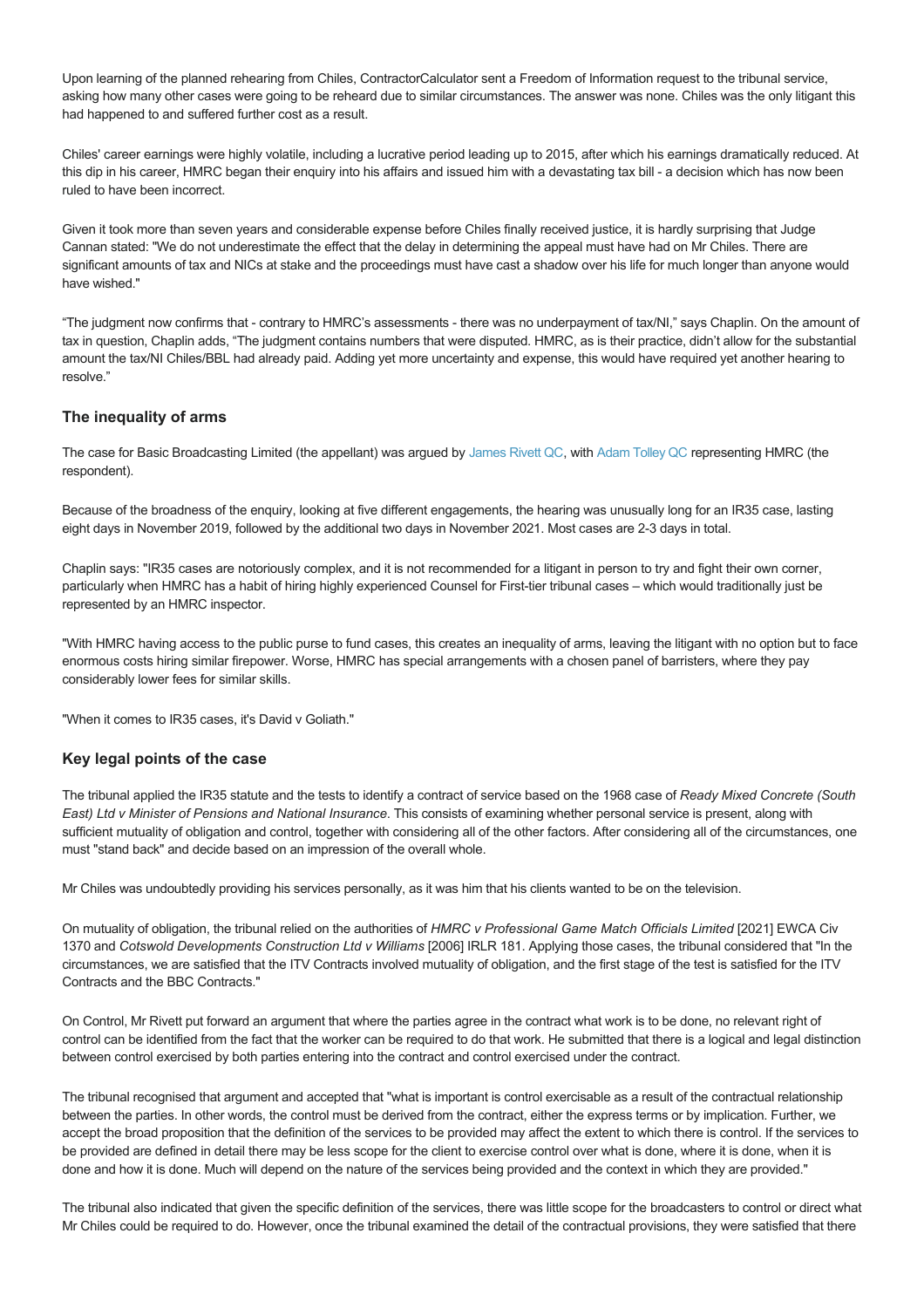Upon learning of the planned rehearing from Chiles, ContractorCalculator sent a Freedom of Information request to the tribunal service, asking how many other cases were going to be reheard due to similar circumstances. The answer was none. Chiles was the only litigant this had happened to and suffered further cost as a result.

Chiles' career earnings were highly volatile, including a lucrative period leading up to 2015, after which his earnings dramatically reduced. At this dip in his career, HMRC began their enquiry into his affairs and issued him with a devastating tax bill - a decision which has now been ruled to have been incorrect.

Given it took more than seven years and considerable expense before Chiles finally received justice, it is hardly surprising that Judge Cannan stated: "We do not underestimate the effect that the delay in determining the appeal must have had on Mr Chiles. There are significant amounts of tax and NICs at stake and the proceedings must have cast a shadow over his life for much longer than anyone would have wished."

"The judgment now confirms that - contrary to HMRC's assessments - there was no underpayment of tax/NI," says Chaplin. On the amount of tax in question, Chaplin adds, "The judgment contains numbers that were disputed. HMRC, as is their practice, didn't allow for the substantial amount the tax/NI Chiles/BBL had already paid. Adding yet more uncertainty and expense, this would have required yet another hearing to resolve."

## The inequality of arms

The case for Basic Broadcasting Limited (the appellant) was argued by James Rivett QC, with Adam Tolley QC representing HMRC (the respondent).

Because of the broadness of the enquiry, looking at five different engagements, the hearing was unusually long for an IR35 case, lasting eight days in November 2019, followed by the additional two days in November 2021. Most cases are 2-3 days in total.

Chaplin says: "IR35 cases are notoriously complex, and it is not recommended for a litigant in person to try and fight their own corner, particularly when HMRC has a habit of hiring highly experienced Counsel for First-tier tribunal cases – which would traditionally just be represented by an HMRC inspector.

"With HMRC having access to the public purse to fund cases, this creates an inequality of arms, leaving the litigant with no option but to face enormous costs hiring similar firepower. Worse, HMRC has special arrangements with a chosen panel of barristers, where they pay considerably lower fees for similar skills.

"When it comes to IR35 cases, it's David v Goliath."

## Key legal points of the case

The tribunal applied the IR35 statute and the tests to identify a contract of service based on the 1968 case of *Ready Mixed Concrete (South East) Ltd v Minister of Pensions and National Insurance*. This consists of examining whether personal service is present, along with sufficient mutuality of obligation and control, together with considering all of the other factors. After considering all of the circumstances, one must "stand back" and decide based on an impression of the overall whole.

Mr Chiles was undoubtedly providing his services personally, as it was him that his clients wanted to be on the television.

On mutuality of obligation, the tribunal relied on the authorities of *HMRC v Professional Game Match Officials Limited* [2021] EWCA Civ 1370 and *Cotswold Developments Construction Ltd v Williams* [2006] IRLR 181. Applying those cases, the tribunal considered that "In the circumstances, we are satisfied that the ITV Contracts involved mutuality of obligation, and the first stage of the test is satisfied for the ITV Contracts and the BBC Contracts."

On Control, Mr Rivett put forward an argument that where the parties agree in the contract what work is to be done, no relevant right of control can be identified from the fact that the worker can be required to do that work. He submitted that there is a logical and legal distinction between control exercised by both parties entering into the contract and control exercised under the contract.

The tribunal recognised that argument and accepted that "what is important is control exercisable as a result of the contractual relationship between the parties. In other words, the control must be derived from the contract, either the express terms or by implication. Further, we accept the broad proposition that the definition of the services to be provided may affect the extent to which there is control. If the services to be provided are defined in detail there may be less scope for the client to exercise control over what is done, where it is done, when it is done and how it is done. Much will depend on the nature of the services being provided and the context in which they are provided."

The tribunal also indicated that given the specific definition of the services, there was little scope for the broadcasters to control or direct what Mr Chiles could be required to do. However, once the tribunal examined the detail of the contractual provisions, they were satisfied that there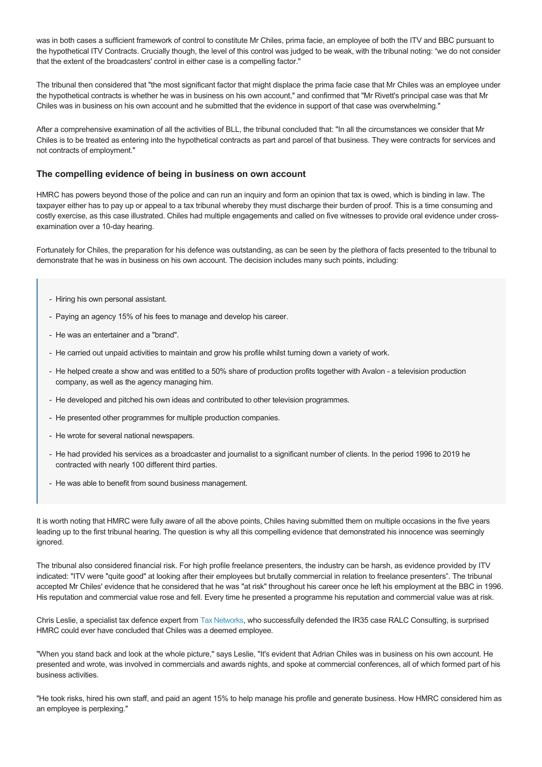was in both cases a sufficient framework of control to constitute Mr Chiles, prima facie, an employee of both the ITV and BBC pursuant to the hypothetical ITV Contracts. Crucially though, the level of this control was judged to be weak, with the tribunal noting: "we do not consider that the extent of the broadcasters' control in either case is a compelling factor."

The tribunal then considered that "the most significant factor that might displace the prima facie case that Mr Chiles was an employee under the hypothetical contracts is whether he was in business on his own account," and confirmed that "Mr Rivett's principal case was that Mr Chiles was in business on his own account and he submitted that the evidence in support of that case was overwhelming."

After a comprehensive examination of all the activities of BLL, the tribunal concluded that: "In all the circumstances we consider that Mr Chiles is to be treated as entering into the hypothetical contracts as part and parcel of that business. They were contracts for services and not contracts of employment."

### The compelling evidence of being in business on own account

HMRC has powers beyond those of the police and can run an inquiry and form an opinion that tax is owed, which is binding in law. The taxpayer either has to pay up or appeal to a tax tribunal whereby they must discharge their burden of proof. This is a time consuming and costly exercise, as this case illustrated. Chiles had multiple engagements and called on five witnesses to provide oral evidence under cross-examination over a 10-day hearing.

Fortunately for Chiles, the preparation for his defence was outstanding, as can be seen by the plethora of facts presented to the tribunal to demonstrate that he was in business on his own account. The decision includes many such points, including:

> - Hiring his own personal assistant.
> - Paying an agency 15% of his fees to manage and develop his career.
> - He was an entertainer and a "brand".
> - He carried out unpaid activities to maintain and grow his profile whilst turning down a variety of work.
> - He helped create a show and was entitled to a 50% share of production profits together with Avalon - a television production company, as well as the agency managing him.
> - He developed and pitched his own ideas and contributed to other television programmes.
> - He presented other programmes for multiple production companies.
> - He wrote for several national newspapers.
> - He had provided his services as a broadcaster and journalist to a significant number of clients. In the period 1996 to 2019 he contracted with nearly 100 different third parties.
> - He was able to benefit from sound business management.

It is worth noting that HMRC were fully aware of all the above points, Chiles having submitted them on multiple occasions in the five years leading up to the first tribunal hearing. The question is why all this compelling evidence that demonstrated his innocence was seemingly ignored.

The tribunal also considered financial risk. For high profile freelance presenters, the industry can be harsh, as evidence provided by ITV indicated: "ITV were "quite good" at looking after their employees but brutally commercial in relation to freelance presenters". The tribunal accepted Mr Chiles' evidence that he considered that he was "at risk" throughout his career once he left his employment at the BBC in 1996. His reputation and commercial value rose and fell. Every time he presented a programme his reputation and commercial value was at risk.

Chris Leslie, a specialist tax defence expert from Tax Networks, who successfully defended the IR35 case RALC Consulting, is surprised HMRC could ever have concluded that Chiles was a deemed employee.

"When you stand back and look at the whole picture," says Leslie, "It's evident that Adrian Chiles was in business on his own account. He presented and wrote, was involved in commercials and awards nights, and spoke at commercial conferences, all of which formed part of his business activities.

"He took risks, hired his own staff, and paid an agent 15% to help manage his profile and generate business. How HMRC considered him as an employee is perplexing."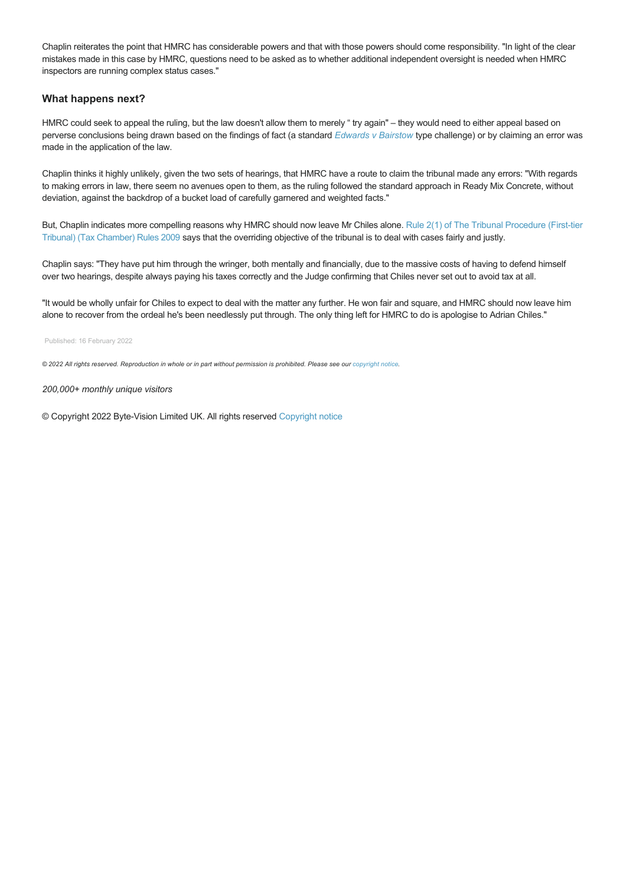Chaplin reiterates the point that HMRC has considerable powers and that with those powers should come responsibility. "In light of the clear mistakes made in this case by HMRC, questions need to be asked as to whether additional independent oversight is needed when HMRC inspectors are running complex status cases."

## What happens next?

HMRC could seek to appeal the ruling, but the law doesn't allow them to merely " try again" – they would need to either appeal based on perverse conclusions being drawn based on the findings of fact (a standard *Edwards v Bairstow* type challenge) or by claiming an error was made in the application of the law.

Chaplin thinks it highly unlikely, given the two sets of hearings, that HMRC have a route to claim the tribunal made any errors: "With regards to making errors in law, there seem no avenues open to them, as the ruling followed the standard approach in Ready Mix Concrete, without deviation, against the backdrop of a bucket load of carefully garnered and weighted facts."

But, Chaplin indicates more compelling reasons why HMRC should now leave Mr Chiles alone. Rule 2(1) of The Tribunal Procedure (First-tier Tribunal) (Tax Chamber) Rules 2009 says that the overriding objective of the tribunal is to deal with cases fairly and justly.

Chaplin says: "They have put him through the wringer, both mentally and financially, due to the massive costs of having to defend himself over two hearings, despite always paying his taxes correctly and the Judge confirming that Chiles never set out to avoid tax at all.

"It would be wholly unfair for Chiles to expect to deal with the matter any further. He won fair and square, and HMRC should now leave him alone to recover from the ordeal he's been needlessly put through. The only thing left for HMRC to do is apologise to Adrian Chiles."

Published: 16 February 2022

*© 2022 All rights reserved. Reproduction in whole or in part without permission is prohibited. Please see our copyright notice.*

*200,000+ monthly unique visitors*

© Copyright 2022 Byte-Vision Limited UK. All rights reserved Copyright notice